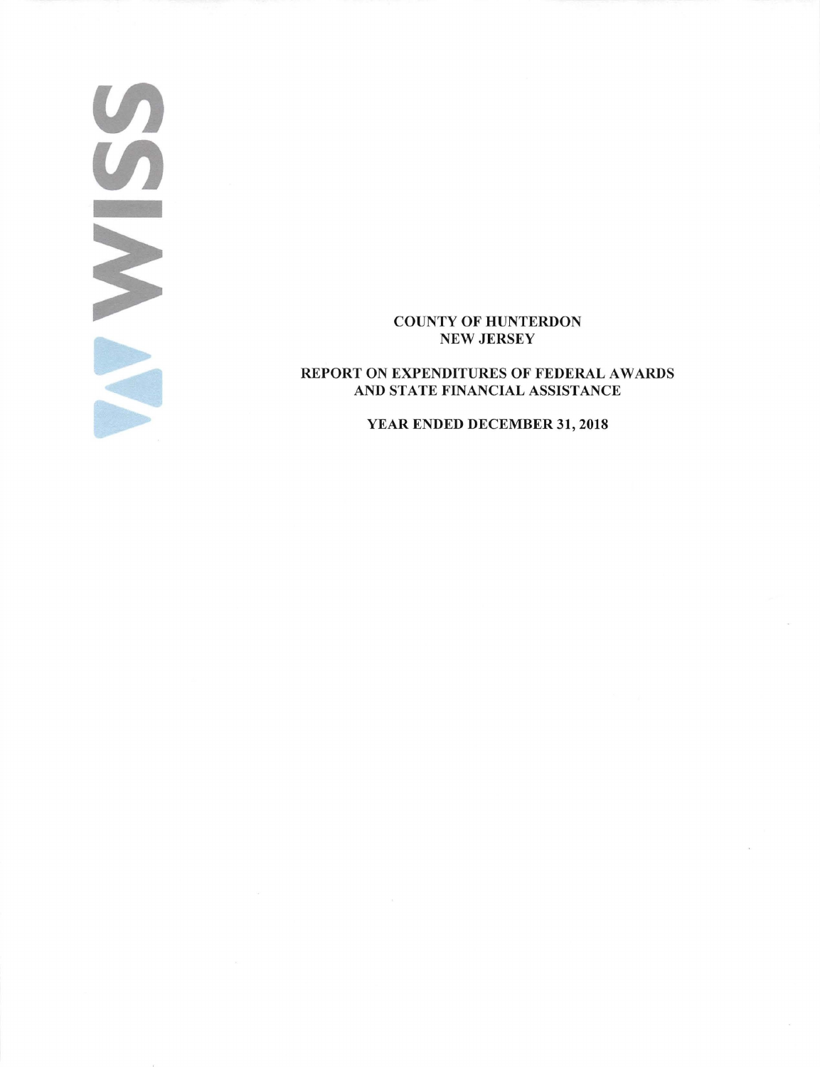WISS

# COUNTY OF HUNTERDON
# NEW JERSEY

## REPORT ON EXPENDITURES OF FEDERAL AWARDS AND STATE FINANCIAL ASSISTANCE

### YEAR ENDED DECEMBER 31, 2018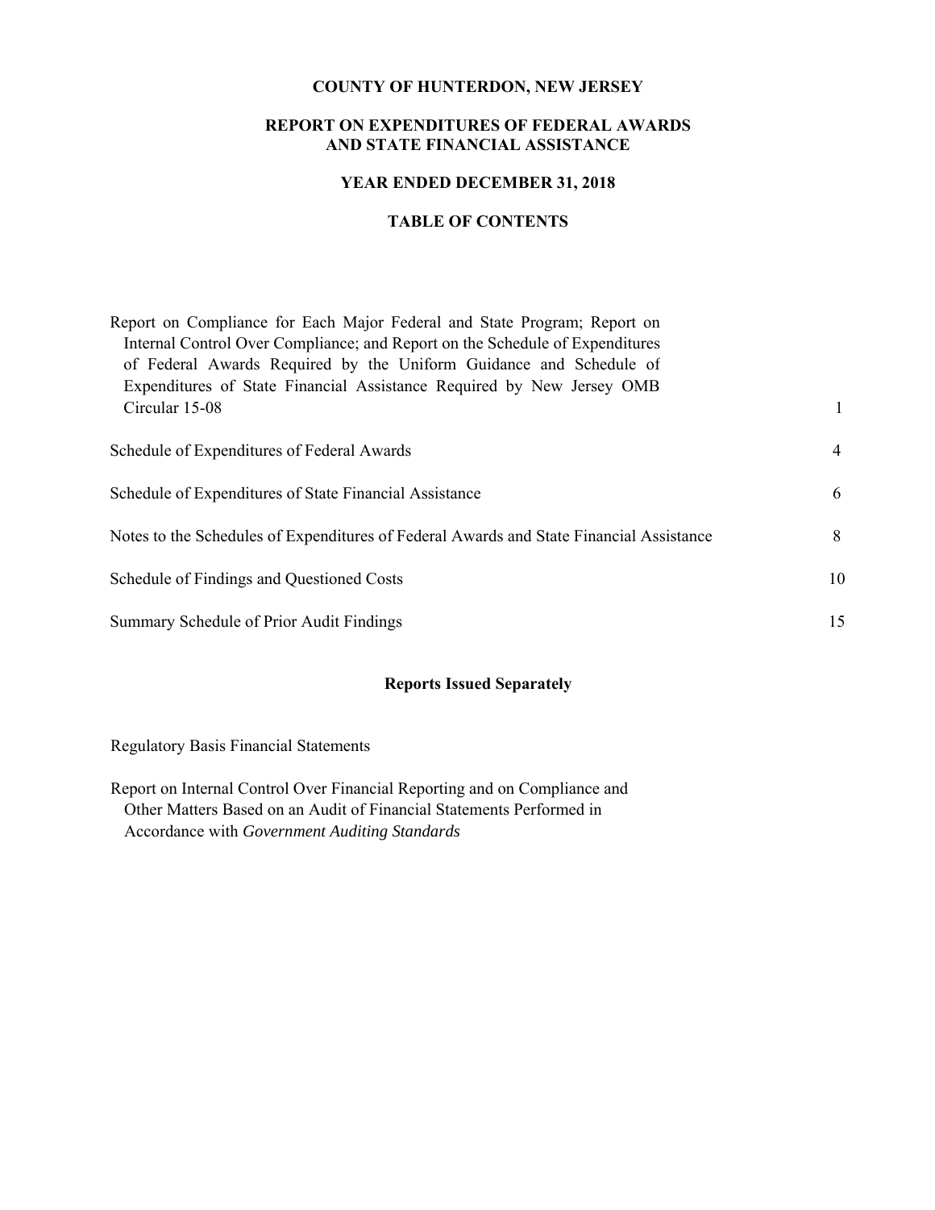# COUNTY OF HUNTERDON, NEW JERSEY

## REPORT ON EXPENDITURES OF FEDERAL AWARDS AND STATE FINANCIAL ASSISTANCE

### YEAR ENDED DECEMBER 31, 2018

### TABLE OF CONTENTS

| | |
|---|---|
| Report on Compliance for Each Major Federal and State Program; Report on Internal Control Over Compliance; and Report on the Schedule of Expenditures of Federal Awards Required by the Uniform Guidance and Schedule of Expenditures of State Financial Assistance Required by New Jersey OMB Circular 15-08 | 1 |
| Schedule of Expenditures of Federal Awards | 4 |
| Schedule of Expenditures of State Financial Assistance | 6 |
| Notes to the Schedules of Expenditures of Federal Awards and State Financial Assistance | 8 |
| Schedule of Findings and Questioned Costs | 10 |
| Summary Schedule of Prior Audit Findings | 15 |

**Reports Issued Separately**

Regulatory Basis Financial Statements

Report on Internal Control Over Financial Reporting and on Compliance and Other Matters Based on an Audit of Financial Statements Performed in Accordance with *Government Auditing Standards*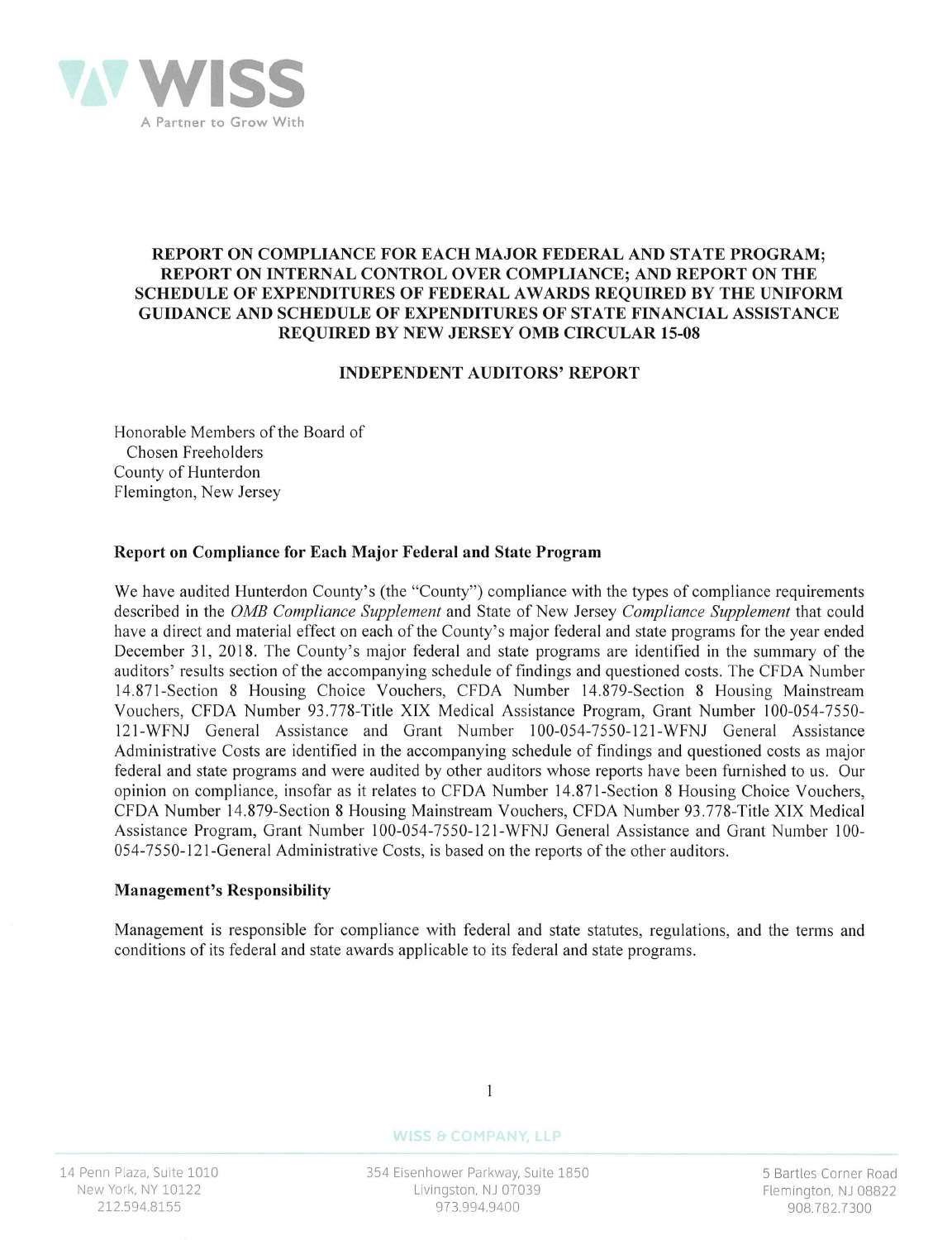# REPORT ON COMPLIANCE FOR EACH MAJOR FEDERAL AND STATE PROGRAM; REPORT ON INTERNAL CONTROL OVER COMPLIANCE; AND REPORT ON THE SCHEDULE OF EXPENDITURES OF FEDERAL AWARDS REQUIRED BY THE UNIFORM GUIDANCE AND SCHEDULE OF EXPENDITURES OF STATE FINANCIAL ASSISTANCE REQUIRED BY NEW JERSEY OMB CIRCULAR 15-08

## INDEPENDENT AUDITORS' REPORT

Honorable Members of the Board of
Chosen Freeholders
County of Hunterdon
Flemington, New Jersey

### Report on Compliance for Each Major Federal and State Program

We have audited Hunterdon County's (the "County") compliance with the types of compliance requirements described in the *OMB Compliance Supplement* and State of New Jersey *Compliance Supplement* that could have a direct and material effect on each of the County's major federal and state programs for the year ended December 31, 2018. The County's major federal and state programs are identified in the summary of the auditors' results section of the accompanying schedule of findings and questioned costs. The CFDA Number 14.871-Section 8 Housing Choice Vouchers, CFDA Number 14.879-Section 8 Housing Mainstream Vouchers, CFDA Number 93.778-Title XIX Medical Assistance Program, Grant Number 100-054-7550-121-WFNJ General Assistance and Grant Number 100-054-7550-121-WFNJ General Assistance Administrative Costs are identified in the accompanying schedule of findings and questioned costs as major federal and state programs and were audited by other auditors whose reports have been furnished to us. Our opinion on compliance, insofar as it relates to CFDA Number 14.871-Section 8 Housing Choice Vouchers, CFDA Number 14.879-Section 8 Housing Mainstream Vouchers, CFDA Number 93.778-Title XIX Medical Assistance Program, Grant Number 100-054-7550-121-WFNJ General Assistance and Grant Number 100-054-7550-121-General Administrative Costs, is based on the reports of the other auditors.

### Management's Responsibility

Management is responsible for compliance with federal and state statutes, regulations, and the terms and conditions of its federal and state awards applicable to its federal and state programs.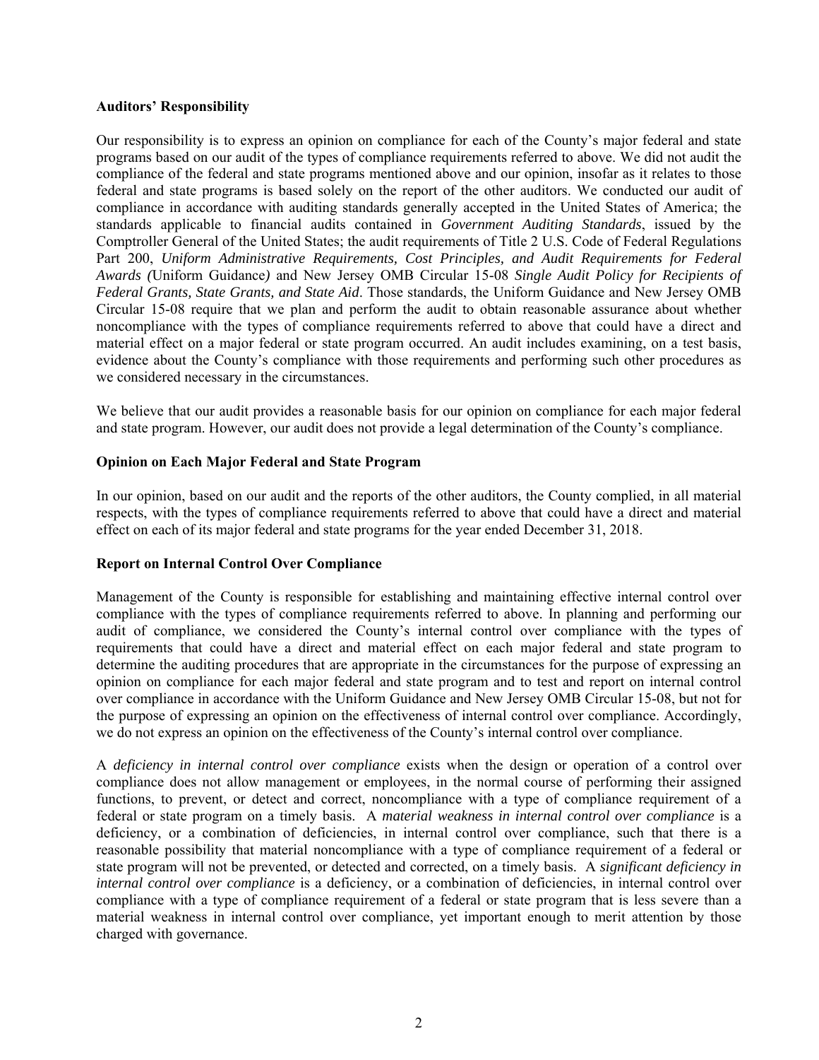**Auditors' Responsibility**

Our responsibility is to express an opinion on compliance for each of the County's major federal and state programs based on our audit of the types of compliance requirements referred to above. We did not audit the compliance of the federal and state programs mentioned above and our opinion, insofar as it relates to those federal and state programs is based solely on the report of the other auditors. We conducted our audit of compliance in accordance with auditing standards generally accepted in the United States of America; the standards applicable to financial audits contained in *Government Auditing Standards*, issued by the Comptroller General of the United States; the audit requirements of Title 2 U.S. Code of Federal Regulations Part 200, *Uniform Administrative Requirements, Cost Principles, and Audit Requirements for Federal Awards (*Uniform Guidance*)* and New Jersey OMB Circular 15-08 *Single Audit Policy for Recipients of Federal Grants, State Grants, and State Aid*. Those standards, the Uniform Guidance and New Jersey OMB Circular 15-08 require that we plan and perform the audit to obtain reasonable assurance about whether noncompliance with the types of compliance requirements referred to above that could have a direct and material effect on a major federal or state program occurred. An audit includes examining, on a test basis, evidence about the County's compliance with those requirements and performing such other procedures as we considered necessary in the circumstances.

We believe that our audit provides a reasonable basis for our opinion on compliance for each major federal and state program. However, our audit does not provide a legal determination of the County's compliance.

**Opinion on Each Major Federal and State Program**

In our opinion, based on our audit and the reports of the other auditors, the County complied, in all material respects, with the types of compliance requirements referred to above that could have a direct and material effect on each of its major federal and state programs for the year ended December 31, 2018.

**Report on Internal Control Over Compliance**

Management of the County is responsible for establishing and maintaining effective internal control over compliance with the types of compliance requirements referred to above. In planning and performing our audit of compliance, we considered the County's internal control over compliance with the types of requirements that could have a direct and material effect on each major federal and state program to determine the auditing procedures that are appropriate in the circumstances for the purpose of expressing an opinion on compliance for each major federal and state program and to test and report on internal control over compliance in accordance with the Uniform Guidance and New Jersey OMB Circular 15-08, but not for the purpose of expressing an opinion on the effectiveness of internal control over compliance. Accordingly, we do not express an opinion on the effectiveness of the County's internal control over compliance.

A *deficiency in internal control over compliance* exists when the design or operation of a control over compliance does not allow management or employees, in the normal course of performing their assigned functions, to prevent, or detect and correct, noncompliance with a type of compliance requirement of a federal or state program on a timely basis. A *material weakness in internal control over compliance* is a deficiency, or a combination of deficiencies, in internal control over compliance, such that there is a reasonable possibility that material noncompliance with a type of compliance requirement of a federal or state program will not be prevented, or detected and corrected, on a timely basis. A *significant deficiency in internal control over compliance* is a deficiency, or a combination of deficiencies, in internal control over compliance with a type of compliance requirement of a federal or state program that is less severe than a material weakness in internal control over compliance, yet important enough to merit attention by those charged with governance.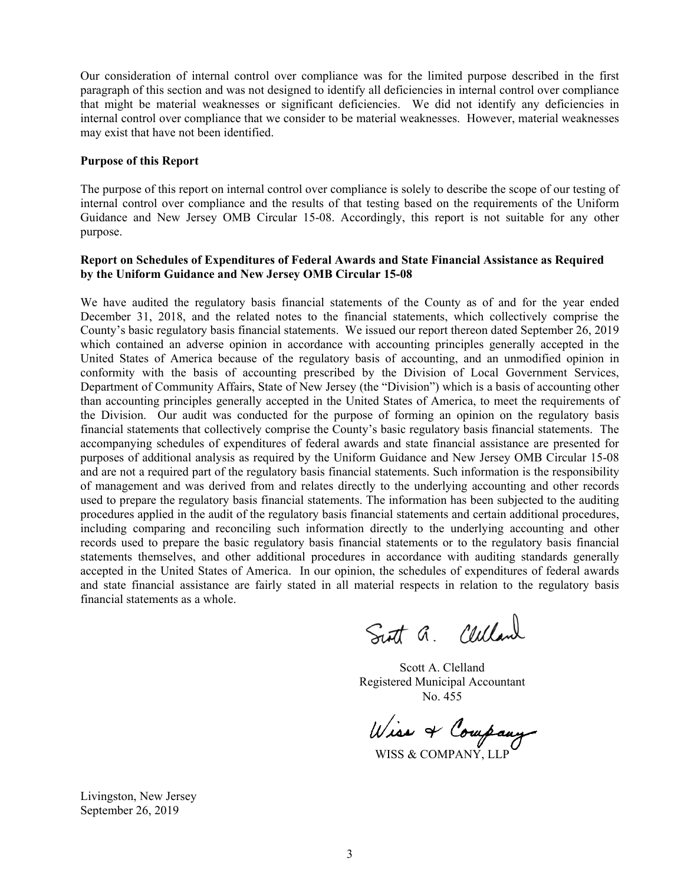Our consideration of internal control over compliance was for the limited purpose described in the first paragraph of this section and was not designed to identify all deficiencies in internal control over compliance that might be material weaknesses or significant deficiencies. We did not identify any deficiencies in internal control over compliance that we consider to be material weaknesses. However, material weaknesses may exist that have not been identified.

**Purpose of this Report**

The purpose of this report on internal control over compliance is solely to describe the scope of our testing of internal control over compliance and the results of that testing based on the requirements of the Uniform Guidance and New Jersey OMB Circular 15-08. Accordingly, this report is not suitable for any other purpose.

**Report on Schedules of Expenditures of Federal Awards and State Financial Assistance as Required by the Uniform Guidance and New Jersey OMB Circular 15-08**

We have audited the regulatory basis financial statements of the County as of and for the year ended December 31, 2018, and the related notes to the financial statements, which collectively comprise the County's basic regulatory basis financial statements. We issued our report thereon dated September 26, 2019 which contained an adverse opinion in accordance with accounting principles generally accepted in the United States of America because of the regulatory basis of accounting, and an unmodified opinion in conformity with the basis of accounting prescribed by the Division of Local Government Services, Department of Community Affairs, State of New Jersey (the "Division") which is a basis of accounting other than accounting principles generally accepted in the United States of America, to meet the requirements of the Division. Our audit was conducted for the purpose of forming an opinion on the regulatory basis financial statements that collectively comprise the County's basic regulatory basis financial statements. The accompanying schedules of expenditures of federal awards and state financial assistance are presented for purposes of additional analysis as required by the Uniform Guidance and New Jersey OMB Circular 15-08 and are not a required part of the regulatory basis financial statements. Such information is the responsibility of management and was derived from and relates directly to the underlying accounting and other records used to prepare the regulatory basis financial statements. The information has been subjected to the auditing procedures applied in the audit of the regulatory basis financial statements and certain additional procedures, including comparing and reconciling such information directly to the underlying accounting and other records used to prepare the basic regulatory basis financial statements or to the regulatory basis financial statements themselves, and other additional procedures in accordance with auditing standards generally accepted in the United States of America. In our opinion, the schedules of expenditures of federal awards and state financial assistance are fairly stated in all material respects in relation to the regulatory basis financial statements as a whole.

Scott A. Clelland
Registered Municipal Accountant
No. 455

WISS & COMPANY, LLP

Livingston, New Jersey
September 26, 2019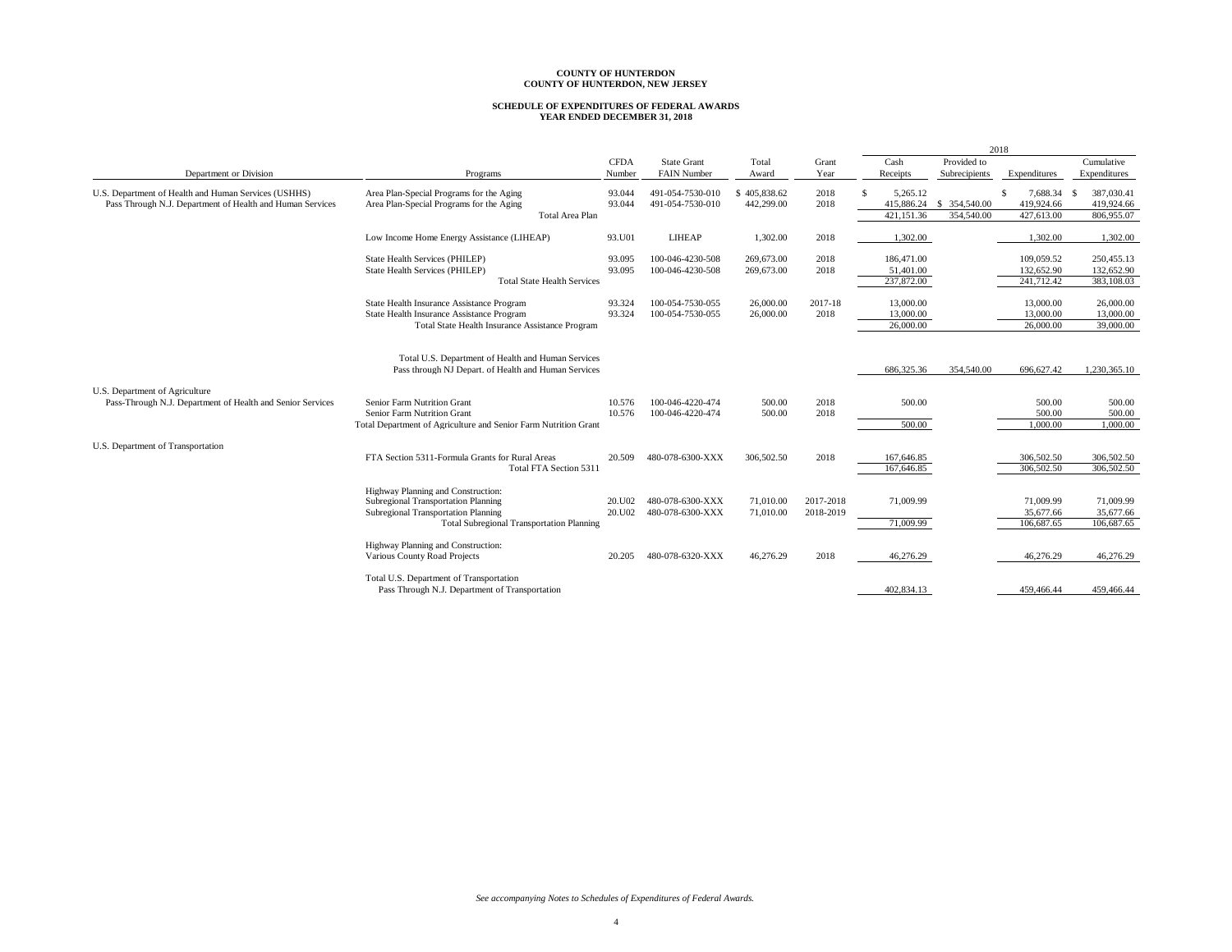**COUNTY OF HUNTERDON**
**COUNTY OF HUNTERDON, NEW JERSEY**

**SCHEDULE OF EXPENDITURES OF FEDERAL AWARDS**
**YEAR ENDED DECEMBER 31, 2018**

| Department or Division | Programs | CFDA Number | State Grant FAIN Number | Total Award | Grant Year | 2018 Cash Receipts | 2018 Provided to Subrecipients | 2018 Expenditures | Cumulative Expenditures |
|---|---|---|---|---|---|---|---|---|---|
| U.S. Department of Health and Human Services (USHHS) | Area Plan-Special Programs for the Aging | 93.044 | 491-054-7530-010 | $ 405,838.62 | 2018 | $ 5,265.12 | | $ 7,688.34 | $ 387,030.41 |
| Pass Through N.J. Department of Health and Human Services | Area Plan-Special Programs for the Aging | 93.044 | 491-054-7530-010 | 442,299.00 | 2018 | 415,886.24 | $ 354,540.00 | 419,924.66 | 419,924.66 |
| | Total Area Plan | | | | | 421,151.36 | 354,540.00 | 427,613.00 | 806,955.07 |
| | Low Income Home Energy Assistance (LIHEAP) | 93.U01 | LIHEAP | 1,302.00 | 2018 | 1,302.00 | | 1,302.00 | 1,302.00 |
| | State Health Services (PHILEP) | 93.095 | 100-046-4230-508 | 269,673.00 | 2018 | 186,471.00 | | 109,059.52 | 250,455.13 |
| | State Health Services (PHILEP) | 93.095 | 100-046-4230-508 | 269,673.00 | 2018 | 51,401.00 | | 132,652.90 | 132,652.90 |
| | Total State Health Services | | | | | 237,872.00 | | 241,712.42 | 383,108.03 |
| | State Health Insurance Assistance Program | 93.324 | 100-054-7530-055 | 26,000.00 | 2017-18 | 13,000.00 | | 13,000.00 | 26,000.00 |
| | State Health Insurance Assistance Program | 93.324 | 100-054-7530-055 | 26,000.00 | 2018 | 13,000.00 | | 13,000.00 | 13,000.00 |
| | Total State Health Insurance Assistance Program | | | | | 26,000.00 | | 26,000.00 | 39,000.00 |
| | Total U.S. Department of Health and Human Services Pass through NJ Depart. of Health and Human Services | | | | | 686,325.36 | 354,540.00 | 696,627.42 | 1,230,365.10 |
| U.S. Department of Agriculture Pass-Through N.J. Department of Health and Senior Services | Senior Farm Nutrition Grant | 10.576 | 100-046-4220-474 | 500.00 | 2018 | 500.00 | | 500.00 | 500.00 |
| | Senior Farm Nutrition Grant | 10.576 | 100-046-4220-474 | 500.00 | 2018 | | | 500.00 | 500.00 |
| | Total Department of Agriculture and Senior Farm Nutrition Grant | | | | | 500.00 | | 1,000.00 | 1,000.00 |
| U.S. Department of Transportation | FTA Section 5311-Formula Grants for Rural Areas | 20.509 | 480-078-6300-XXX | 306,502.50 | 2018 | 167,646.85 | | 306,502.50 | 306,502.50 |
| | Total FTA Section 5311 | | | | | 167,646.85 | | 306,502.50 | 306,502.50 |
| | Highway Planning and Construction: Subregional Transportation Planning | 20.U02 | 480-078-6300-XXX | 71,010.00 | 2017-2018 | 71,009.99 | | 71,009.99 | 71,009.99 |
| | Subregional Transportation Planning | 20.U02 | 480-078-6300-XXX | 71,010.00 | 2018-2019 | | | 35,677.66 | 35,677.66 |
| | Total Subregional Transportation Planning | | | | | 71,009.99 | | 106,687.65 | 106,687.65 |
| | Highway Planning and Construction: Various County Road Projects | 20.205 | 480-078-6320-XXX | 46,276.29 | 2018 | 46,276.29 | | 46,276.29 | 46,276.29 |
| | Total U.S. Department of Transportation Pass Through N.J. Department of Transportation | | | | | 402,834.13 | | 459,466.44 | 459,466.44 |

*See accompanying Notes to Schedules of Expenditures of Federal Awards.*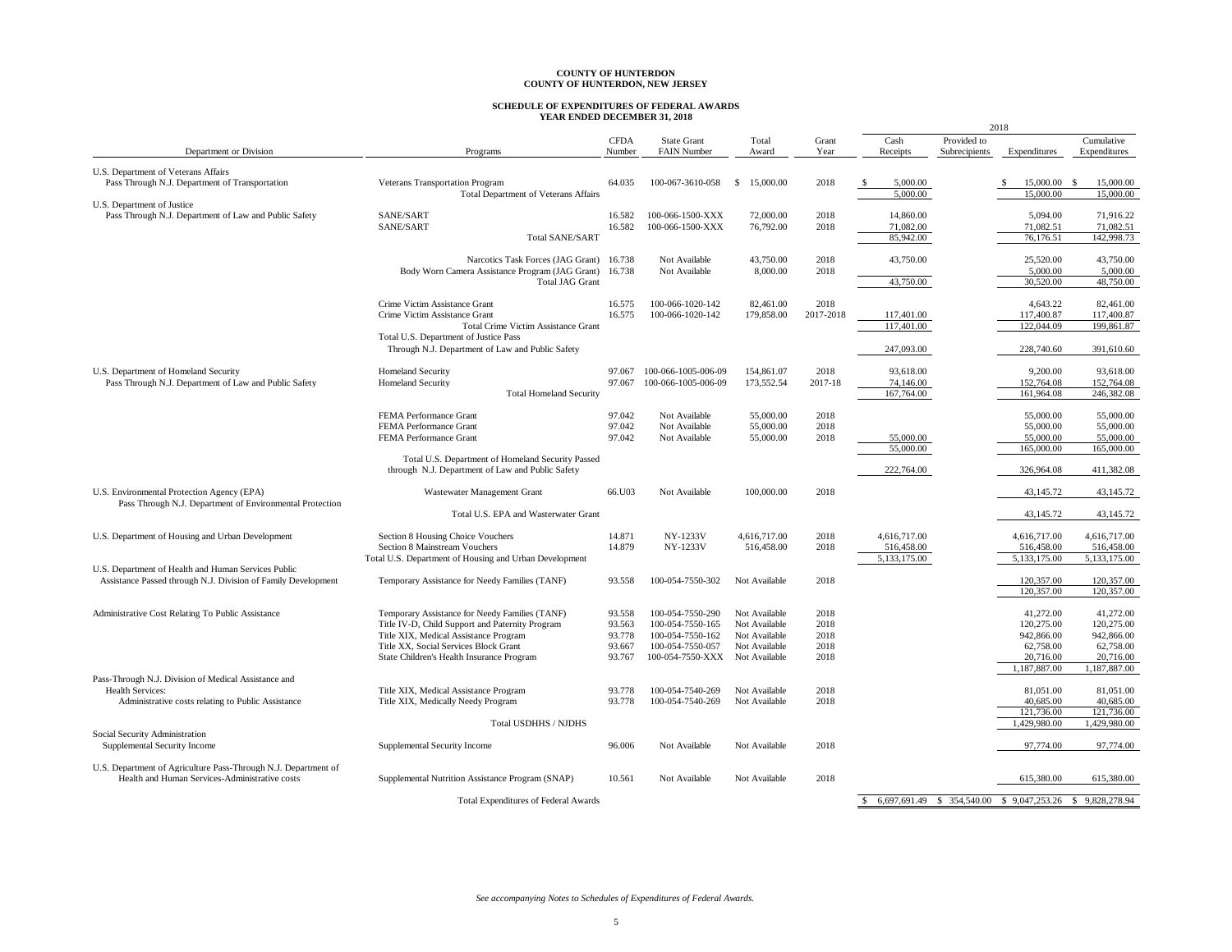# COUNTY OF HUNTERDON
## COUNTY OF HUNTERDON, NEW JERSEY

## SCHEDULE OF EXPENDITURES OF FEDERAL AWARDS
### YEAR ENDED DECEMBER 31, 2018

| Department or Division | Programs | CFDA Number | State Grant FAIN Number | Total Award | Grant Year | 2018 Cash Receipts | 2018 Provided to Subrecipients | 2018 Expenditures | 2018 Cumulative Expenditures |
|---|---|---|---|---|---|---|---|---|---|
| U.S. Department of Veterans Affairs | | | | | | | | | |
| Pass Through N.J. Department of Transportation | Veterans Transportation Program | 64.035 | 100-067-3610-058 | $ 15,000.00 | 2018 | $ 5,000.00 | | $ 15,000.00 | $ 15,000.00 |
| | Total Department of Veterans Affairs | | | | | 5,000.00 | | 15,000.00 | 15,000.00 |
| U.S. Department of Justice | | | | | | | | | |
| Pass Through N.J. Department of Law and Public Safety | SANE/SART | 16.582 | 100-066-1500-XXX | 72,000.00 | 2018 | 14,860.00 | | 5,094.00 | 71,916.22 |
| | SANE/SART | 16.582 | 100-066-1500-XXX | 76,792.00 | 2018 | 71,082.00 | | 71,082.51 | 71,082.51 |
| | Total SANE/SART | | | | | 85,942.00 | | 76,176.51 | 142,998.73 |
| | Narcotics Task Forces (JAG Grant) | 16.738 | Not Available | 43,750.00 | 2018 | 43,750.00 | | 25,520.00 | 43,750.00 |
| | Body Worn Camera Assistance Program (JAG Grant) | 16.738 | Not Available | 8,000.00 | 2018 | | | 5,000.00 | 5,000.00 |
| | Total JAG Grant | | | | | 43,750.00 | | 30,520.00 | 48,750.00 |
| | Crime Victim Assistance Grant | 16.575 | 100-066-1020-142 | 82,461.00 | 2018 | | | 4,643.22 | 82,461.00 |
| | Crime Victim Assistance Grant | 16.575 | 100-066-1020-142 | 179,858.00 | 2017-2018 | 117,401.00 | | 117,400.87 | 117,400.87 |
| | Total Crime Victim Assistance Grant | | | | | 117,401.00 | | 122,044.09 | 199,861.87 |
| | Total U.S. Department of Justice Pass Through N.J. Department of Law and Public Safety | | | | | 247,093.00 | | 228,740.60 | 391,610.60 |
| U.S. Department of Homeland Security | Homeland Security | 97.067 | 100-066-1005-006-09 | 154,861.07 | 2018 | 93,618.00 | | 9,200.00 | 93,618.00 |
| Pass Through N.J. Department of Law and Public Safety | Homeland Security | 97.067 | 100-066-1005-006-09 | 173,552.54 | 2017-18 | 74,146.00 | | 152,764.08 | 152,764.08 |
| | Total Homeland Security | | | | | 167,764.00 | | 161,964.08 | 246,382.08 |
| | FEMA Performance Grant | 97.042 | Not Available | 55,000.00 | 2018 | | | 55,000.00 | 55,000.00 |
| | FEMA Performance Grant | 97.042 | Not Available | 55,000.00 | 2018 | | | 55,000.00 | 55,000.00 |
| | FEMA Performance Grant | 97.042 | Not Available | 55,000.00 | 2018 | 55,000.00 | | 55,000.00 | 55,000.00 |
| | | | | | | 55,000.00 | | 165,000.00 | 165,000.00 |
| | Total U.S. Department of Homeland Security Passed through N.J. Department of Law and Public Safety | | | | | 222,764.00 | | 326,964.08 | 411,382.08 |
| U.S. Environmental Protection Agency (EPA) Pass Through N.J. Department of Environmental Protection | Wastewater Management Grant | 66.U03 | Not Available | 100,000.00 | 2018 | | | 43,145.72 | 43,145.72 |
| | Total U.S. EPA and Wasterwater Grant | | | | | | | 43,145.72 | 43,145.72 |
| U.S. Department of Housing and Urban Development | Section 8 Housing Choice Vouchers | 14.871 | NY-1233V | 4,616,717.00 | 2018 | 4,616,717.00 | | 4,616,717.00 | 4,616,717.00 |
| | Section 8 Mainstream Vouchers | 14.879 | NY-1233V | 516,458.00 | 2018 | 516,458.00 | | 516,458.00 | 516,458.00 |
| | Total U.S. Department of Housing and Urban Development | | | | | 5,133,175.00 | | 5,133,175.00 | 5,133,175.00 |
| U.S. Department of Health and Human Services Public Assistance Passed through N.J. Division of Family Development | Temporary Assistance for Needy Families (TANF) | 93.558 | 100-054-7550-302 | Not Available | 2018 | | | 120,357.00 | 120,357.00 |
| | | | | | | | | 120,357.00 | 120,357.00 |
| Administrative Cost Relating To Public Assistance | Temporary Assistance for Needy Families (TANF) | 93.558 | 100-054-7550-290 | Not Available | 2018 | | | 41,272.00 | 41,272.00 |
| | Title IV-D, Child Support and Paternity Program | 93.563 | 100-054-7550-165 | Not Available | 2018 | | | 120,275.00 | 120,275.00 |
| | Title XIX, Medical Assistance Program | 93.778 | 100-054-7550-162 | Not Available | 2018 | | | 942,866.00 | 942,866.00 |
| | Title XX, Social Services Block Grant | 93.667 | 100-054-7550-057 | Not Available | 2018 | | | 62,758.00 | 62,758.00 |
| | State Children's Health Insurance Program | 93.767 | 100-054-7550-XXX | Not Available | 2018 | | | 20,716.00 | 20,716.00 |
| | | | | | | | | 1,187,887.00 | 1,187,887.00 |
| Pass-Through N.J. Division of Medical Assistance and Health Services: | | | | | | | | | |
| Administrative costs relating to Public Assistance | Title XIX, Medical Assistance Program | 93.778 | 100-054-7540-269 | Not Available | 2018 | | | 81,051.00 | 81,051.00 |
| | Title XIX, Medically Needy Program | 93.778 | 100-054-7540-269 | Not Available | 2018 | | | 40,685.00 | 40,685.00 |
| | | | | | | | | 121,736.00 | 121,736.00 |
| | Total USDHHS / NJDHS | | | | | | | 1,429,980.00 | 1,429,980.00 |
| Social Security Administration | | | | | | | | | |
| Supplemental Security Income | Supplemental Security Income | 96.006 | Not Available | Not Available | 2018 | | | 97,774.00 | 97,774.00 |
| U.S. Department of Agriculture Pass-Through N.J. Department of Health and Human Services-Administrative costs | Supplemental Nutrition Assistance Program (SNAP) | 10.561 | Not Available | Not Available | 2018 | | | 615,380.00 | 615,380.00 |
| | Total Expenditures of Federal Awards | | | | | $ 6,697,691.49 | $ 354,540.00 | $ 9,047,253.26 | $ 9,828,278.94 |

*See accompanying Notes to Schedules of Expenditures of Federal Awards.*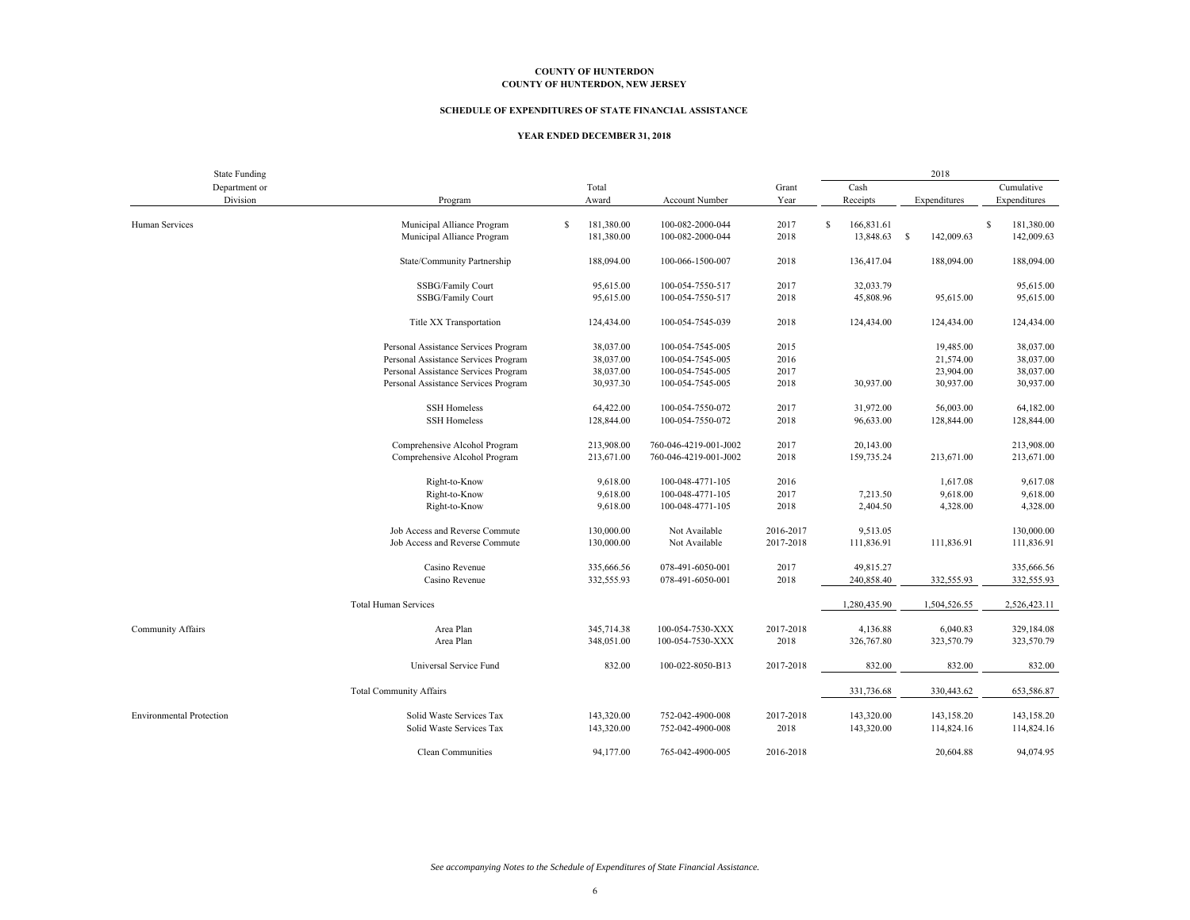**COUNTY OF HUNTERDON**
**COUNTY OF HUNTERDON, NEW JERSEY**

**SCHEDULE OF EXPENDITURES OF STATE FINANCIAL ASSISTANCE**

**YEAR ENDED DECEMBER 31, 2018**

| State Funding Department or Division | Program | Total Award | Account Number | Grant Year | 2018 Cash Receipts | 2018 Expenditures | Cumulative Expenditures |
|---|---|---|---|---|---|---|---|
| Human Services | Municipal Alliance Program | $ 181,380.00 | 100-082-2000-044 | 2017 | $ 166,831.61 | | $ 181,380.00 |
| | Municipal Alliance Program | 181,380.00 | 100-082-2000-044 | 2018 | 13,848.63 | $ 142,009.63 | 142,009.63 |
| | State/Community Partnership | 188,094.00 | 100-066-1500-007 | 2018 | 136,417.04 | 188,094.00 | 188,094.00 |
| | SSBG/Family Court | 95,615.00 | 100-054-7550-517 | 2017 | 32,033.79 | | 95,615.00 |
| | SSBG/Family Court | 95,615.00 | 100-054-7550-517 | 2018 | 45,808.96 | 95,615.00 | 95,615.00 |
| | Title XX Transportation | 124,434.00 | 100-054-7545-039 | 2018 | 124,434.00 | 124,434.00 | 124,434.00 |
| | Personal Assistance Services Program | 38,037.00 | 100-054-7545-005 | 2015 | | 19,485.00 | 38,037.00 |
| | Personal Assistance Services Program | 38,037.00 | 100-054-7545-005 | 2016 | | 21,574.00 | 38,037.00 |
| | Personal Assistance Services Program | 38,037.00 | 100-054-7545-005 | 2017 | | 23,904.00 | 38,037.00 |
| | Personal Assistance Services Program | 30,937.30 | 100-054-7545-005 | 2018 | 30,937.00 | 30,937.00 | 30,937.00 |
| | SSH Homeless | 64,422.00 | 100-054-7550-072 | 2017 | 31,972.00 | 56,003.00 | 64,182.00 |
| | SSH Homeless | 128,844.00 | 100-054-7550-072 | 2018 | 96,633.00 | 128,844.00 | 128,844.00 |
| | Comprehensive Alcohol Program | 213,908.00 | 760-046-4219-001-J002 | 2017 | 20,143.00 | | 213,908.00 |
| | Comprehensive Alcohol Program | 213,671.00 | 760-046-4219-001-J002 | 2018 | 159,735.24 | 213,671.00 | 213,671.00 |
| | Right-to-Know | 9,618.00 | 100-048-4771-105 | 2016 | | 1,617.08 | 9,617.08 |
| | Right-to-Know | 9,618.00 | 100-048-4771-105 | 2017 | 7,213.50 | 9,618.00 | 9,618.00 |
| | Right-to-Know | 9,618.00 | 100-048-4771-105 | 2018 | 2,404.50 | 4,328.00 | 4,328.00 |
| | Job Access and Reverse Commute | 130,000.00 | Not Available | 2016-2017 | 9,513.05 | | 130,000.00 |
| | Job Access and Reverse Commute | 130,000.00 | Not Available | 2017-2018 | 111,836.91 | 111,836.91 | 111,836.91 |
| | Casino Revenue | 335,666.56 | 078-491-6050-001 | 2017 | 49,815.27 | | 335,666.56 |
| | Casino Revenue | 332,555.93 | 078-491-6050-001 | 2018 | 240,858.40 | 332,555.93 | 332,555.93 |
| | Total Human Services | | | | 1,280,435.90 | 1,504,526.55 | 2,526,423.11 |
| Community Affairs | Area Plan | 345,714.38 | 100-054-7530-XXX | 2017-2018 | 4,136.88 | 6,040.83 | 329,184.08 |
| | Area Plan | 348,051.00 | 100-054-7530-XXX | 2018 | 326,767.80 | 323,570.79 | 323,570.79 |
| | Universal Service Fund | 832.00 | 100-022-8050-B13 | 2017-2018 | 832.00 | 832.00 | 832.00 |
| | Total Community Affairs | | | | 331,736.68 | 330,443.62 | 653,586.87 |
| Environmental Protection | Solid Waste Services Tax | 143,320.00 | 752-042-4900-008 | 2017-2018 | 143,320.00 | 143,158.20 | 143,158.20 |
| | Solid Waste Services Tax | 143,320.00 | 752-042-4900-008 | 2018 | 143,320.00 | 114,824.16 | 114,824.16 |
| | Clean Communities | 94,177.00 | 765-042-4900-005 | 2016-2018 | | 20,604.88 | 94,074.95 |

*See accompanying Notes to the Schedule of Expenditures of State Financial Assistance.*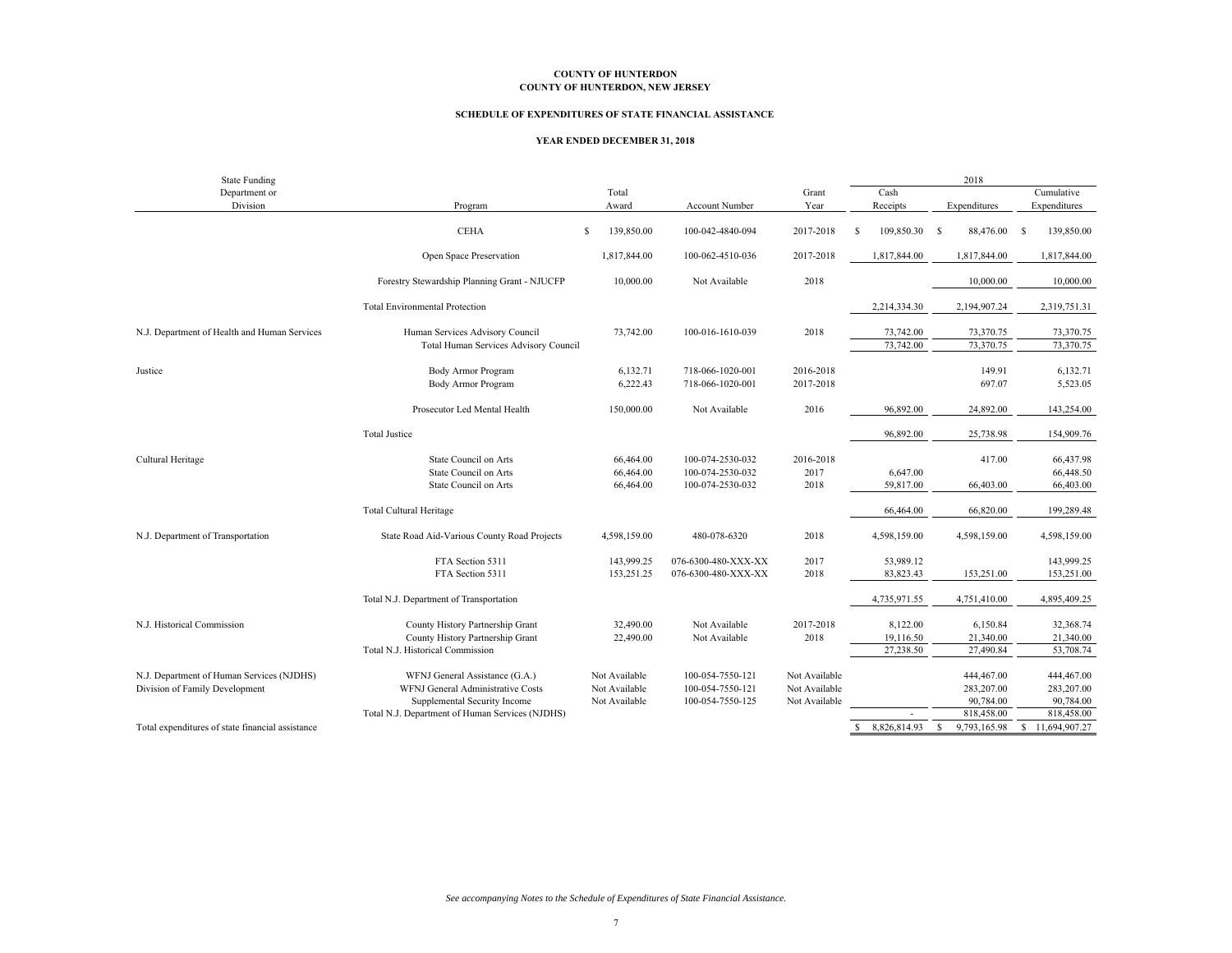**COUNTY OF HUNTERDON**
**COUNTY OF HUNTERDON, NEW JERSEY**

**SCHEDULE OF EXPENDITURES OF STATE FINANCIAL ASSISTANCE**

**YEAR ENDED DECEMBER 31, 2018**

| State Funding Department or Division | Program | Total Award | Account Number | Grant Year | 2018 Cash Receipts | 2018 Expenditures | Cumulative Expenditures |
|---|---|---|---|---|---|---|---|
| | CEHA | $ 139,850.00 | 100-042-4840-094 | 2017-2018 | $ 109,850.30 | $ 88,476.00 | $ 139,850.00 |
| | Open Space Preservation | 1,817,844.00 | 100-062-4510-036 | 2017-2018 | 1,817,844.00 | 1,817,844.00 | 1,817,844.00 |
| | Forestry Stewardship Planning Grant - NJUCFP | 10,000.00 | Not Available | 2018 | | 10,000.00 | 10,000.00 |
| | Total Environmental Protection | | | | 2,214,334.30 | 2,194,907.24 | 2,319,751.31 |
| N.J. Department of Health and Human Services | Human Services Advisory Council | 73,742.00 | 100-016-1610-039 | 2018 | 73,742.00 | 73,370.75 | 73,370.75 |
| | Total Human Services Advisory Council | | | | 73,742.00 | 73,370.75 | 73,370.75 |
| Justice | Body Armor Program | 6,132.71 | 718-066-1020-001 | 2016-2018 | | 149.91 | 6,132.71 |
| | Body Armor Program | 6,222.43 | 718-066-1020-001 | 2017-2018 | | 697.07 | 5,523.05 |
| | Prosecutor Led Mental Health | 150,000.00 | Not Available | 2016 | 96,892.00 | 24,892.00 | 143,254.00 |
| | Total Justice | | | | 96,892.00 | 25,738.98 | 154,909.76 |
| Cultural Heritage | State Council on Arts | 66,464.00 | 100-074-2530-032 | 2016-2018 | | 417.00 | 66,437.98 |
| | State Council on Arts | 66,464.00 | 100-074-2530-032 | 2017 | 6,647.00 | | 66,448.50 |
| | State Council on Arts | 66,464.00 | 100-074-2530-032 | 2018 | 59,817.00 | 66,403.00 | 66,403.00 |
| | Total Cultural Heritage | | | | 66,464.00 | 66,820.00 | 199,289.48 |
| N.J. Department of Transportation | State Road Aid-Various County Road Projects | 4,598,159.00 | 480-078-6320 | 2018 | 4,598,159.00 | 4,598,159.00 | 4,598,159.00 |
| | FTA Section 5311 | 143,999.25 | 076-6300-480-XXX-XX | 2017 | 53,989.12 | | 143,999.25 |
| | FTA Section 5311 | 153,251.25 | 076-6300-480-XXX-XX | 2018 | 83,823.43 | 153,251.00 | 153,251.00 |
| | Total N.J. Department of Transportation | | | | 4,735,971.55 | 4,751,410.00 | 4,895,409.25 |
| N.J. Historical Commission | County History Partnership Grant | 32,490.00 | Not Available | 2017-2018 | 8,122.00 | 6,150.84 | 32,368.74 |
| | County History Partnership Grant | 22,490.00 | Not Available | 2018 | 19,116.50 | 21,340.00 | 21,340.00 |
| | Total N.J. Historical Commission | | | | 27,238.50 | 27,490.84 | 53,708.74 |
| N.J. Department of Human Services (NJDHS) | WFNJ General Assistance (G.A.) | Not Available | 100-054-7550-121 | Not Available | | 444,467.00 | 444,467.00 |
| Division of Family Development | WFNJ General Administrative Costs | Not Available | 100-054-7550-121 | Not Available | | 283,207.00 | 283,207.00 |
| | Supplemental Security Income | Not Available | 100-054-7550-125 | Not Available | | 90,784.00 | 90,784.00 |
| | Total N.J. Department of Human Services (NJDHS) | | | | - | 818,458.00 | 818,458.00 |
| Total expenditures of state financial assistance | | | | | $ 8,826,814.93 | $ 9,793,165.98 | $ 11,694,907.27 |

*See accompanying Notes to the Schedule of Expenditures of State Financial Assistance.*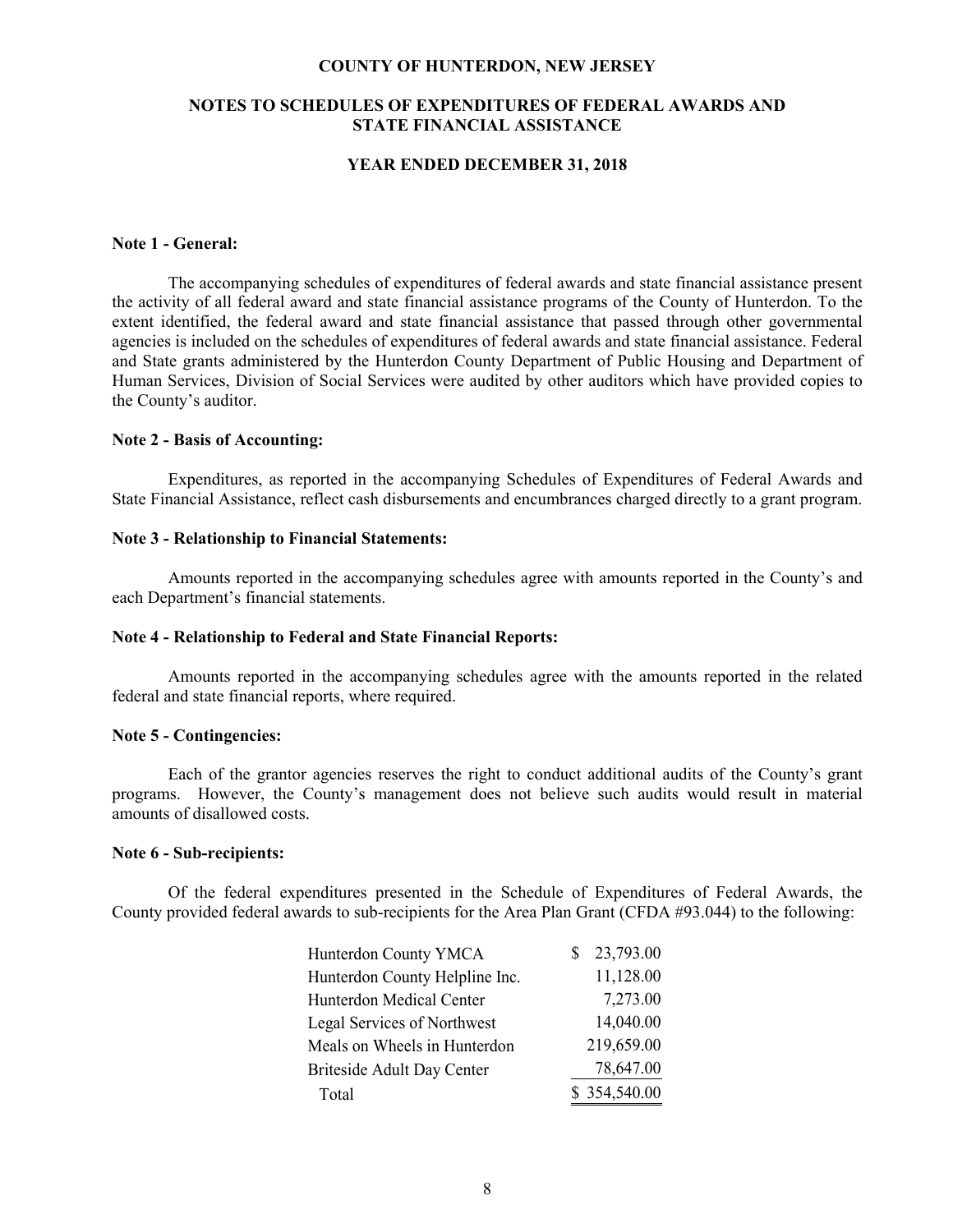# COUNTY OF HUNTERDON, NEW JERSEY

## NOTES TO SCHEDULES OF EXPENDITURES OF FEDERAL AWARDS AND STATE FINANCIAL ASSISTANCE

### YEAR ENDED DECEMBER 31, 2018

**Note 1 - General:**

The accompanying schedules of expenditures of federal awards and state financial assistance present the activity of all federal award and state financial assistance programs of the County of Hunterdon. To the extent identified, the federal award and state financial assistance that passed through other governmental agencies is included on the schedules of expenditures of federal awards and state financial assistance. Federal and State grants administered by the Hunterdon County Department of Public Housing and Department of Human Services, Division of Social Services were audited by other auditors which have provided copies to the County's auditor.

**Note 2 - Basis of Accounting:**

Expenditures, as reported in the accompanying Schedules of Expenditures of Federal Awards and State Financial Assistance, reflect cash disbursements and encumbrances charged directly to a grant program.

**Note 3 - Relationship to Financial Statements:**

Amounts reported in the accompanying schedules agree with amounts reported in the County's and each Department's financial statements.

**Note 4 - Relationship to Federal and State Financial Reports:**

Amounts reported in the accompanying schedules agree with the amounts reported in the related federal and state financial reports, where required.

**Note 5 - Contingencies:**

Each of the grantor agencies reserves the right to conduct additional audits of the County's grant programs. However, the County's management does not believe such audits would result in material amounts of disallowed costs.

**Note 6 - Sub-recipients:**

Of the federal expenditures presented in the Schedule of Expenditures of Federal Awards, the County provided federal awards to sub-recipients for the Area Plan Grant (CFDA #93.044) to the following:

| | |
|---|---|
| Hunterdon County YMCA | $ 23,793.00 |
| Hunterdon County Helpline Inc. | 11,128.00 |
| Hunterdon Medical Center | 7,273.00 |
| Legal Services of Northwest | 14,040.00 |
| Meals on Wheels in Hunterdon | 219,659.00 |
| Briteside Adult Day Center | 78,647.00 |
| Total | $ 354,540.00 |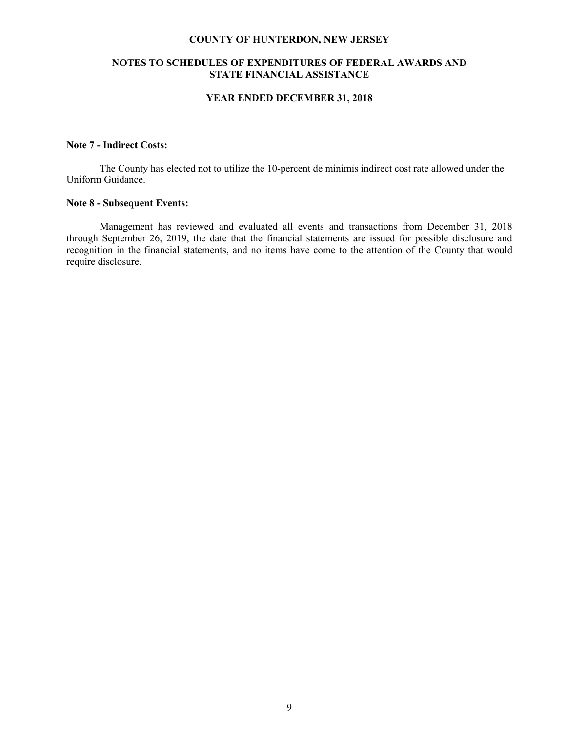**COUNTY OF HUNTERDON, NEW JERSEY**

**NOTES TO SCHEDULES OF EXPENDITURES OF FEDERAL AWARDS AND STATE FINANCIAL ASSISTANCE**

**YEAR ENDED DECEMBER 31, 2018**

**Note 7 - Indirect Costs:**

The County has elected not to utilize the 10-percent de minimis indirect cost rate allowed under the Uniform Guidance.

**Note 8 - Subsequent Events:**

Management has reviewed and evaluated all events and transactions from December 31, 2018 through September 26, 2019, the date that the financial statements are issued for possible disclosure and recognition in the financial statements, and no items have come to the attention of the County that would require disclosure.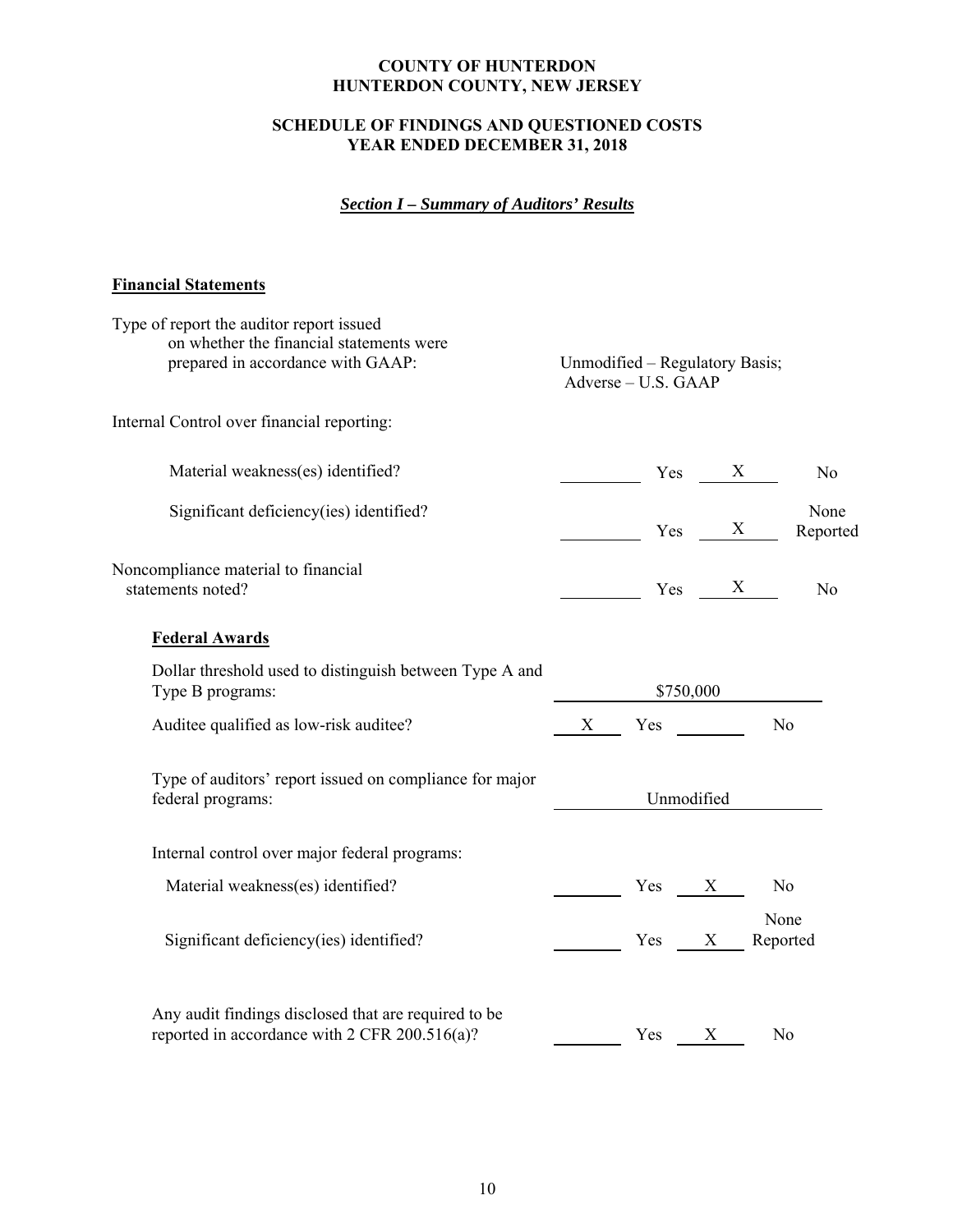# COUNTY OF HUNTERDON
# HUNTERDON COUNTY, NEW JERSEY

## SCHEDULE OF FINDINGS AND QUESTIONED COSTS
## YEAR ENDED DECEMBER 31, 2018

### *Section I – Summary of Auditors' Results*

**Financial Statements**

| | |
|---|---|
| Type of report the auditor report issued on whether the financial statements were prepared in accordance with GAAP: | Unmodified – Regulatory Basis; Adverse – U.S. GAAP |

Internal Control over financial reporting:

| | | | | |
|---|---|---|---|---|
| Material weakness(es) identified? | | Yes | X | No |
| Significant deficiency(ies) identified? | | Yes | X | None Reported |
| Noncompliance material to financial statements noted? | | Yes | X | No |

**Federal Awards**

| | | | | |
|---|---|---|---|---|
| Dollar threshold used to distinguish between Type A and Type B programs: | $750,000 | | | |
| Auditee qualified as low-risk auditee? | X | Yes | | No |
| Type of auditors' report issued on compliance for major federal programs: | Unmodified | | | |

Internal control over major federal programs:

| | | | | |
|---|---|---|---|---|
| Material weakness(es) identified? | | Yes | X | No |
| Significant deficiency(ies) identified? | | Yes | X | None Reported |
| Any audit findings disclosed that are required to be reported in accordance with 2 CFR 200.516(a)? | | Yes | X | No |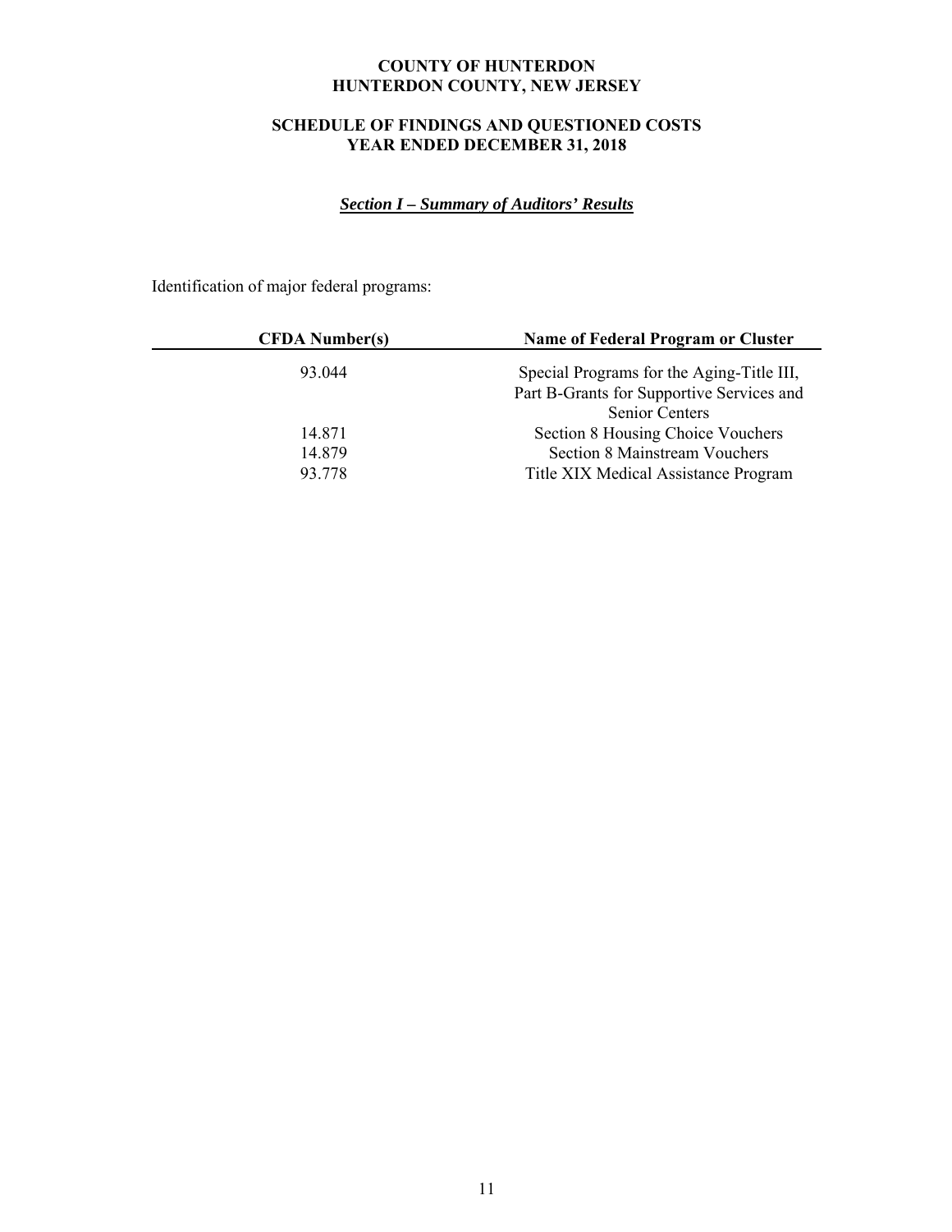**COUNTY OF HUNTERDON**
**HUNTERDON COUNTY, NEW JERSEY**

**SCHEDULE OF FINDINGS AND QUESTIONED COSTS**
**YEAR ENDED DECEMBER 31, 2018**

***Section I – Summary of Auditors' Results***

Identification of major federal programs:

| CFDA Number(s) | Name of Federal Program or Cluster |
|---|---|
| 93.044 | Special Programs for the Aging-Title III, Part B-Grants for Supportive Services and Senior Centers |
| 14.871 | Section 8 Housing Choice Vouchers |
| 14.879 | Section 8 Mainstream Vouchers |
| 93.778 | Title XIX Medical Assistance Program |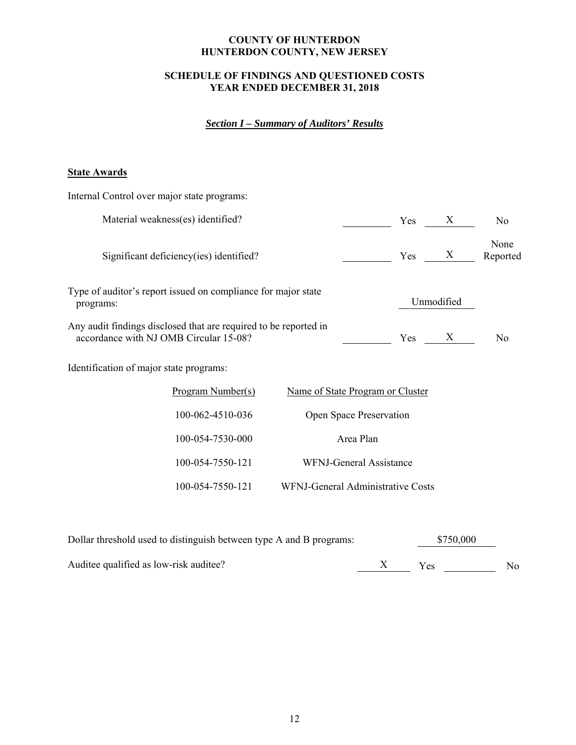# COUNTY OF HUNTERDON
# HUNTERDON COUNTY, NEW JERSEY

## SCHEDULE OF FINDINGS AND QUESTIONED COSTS
## YEAR ENDED DECEMBER 31, 2018

### *Section I – Summary of Auditors' Results*

**State Awards**

Internal Control over major state programs:

| | | | | |
|---|---|---|---|---|
| Material weakness(es) identified? | ____ | Yes | X | No |
| Significant deficiency(ies) identified? | ____ | Yes | X | None Reported |

Type of auditor's report issued on compliance for major state programs: Unmodified

| | | | | |
|---|---|---|---|---|
| Any audit findings disclosed that are required to be reported in accordance with NJ OMB Circular 15-08? | ____ | Yes | X | No |

Identification of major state programs:

| Program Number(s) | Name of State Program or Cluster |
|---|---|
| 100-062-4510-036 | Open Space Preservation |
| 100-054-7530-000 | Area Plan |
| 100-054-7550-121 | WFNJ-General Assistance |
| 100-054-7550-121 | WFNJ-General Administrative Costs |

Dollar threshold used to distinguish between type A and B programs: $750,000

| | | | | |
|---|---|---|---|---|
| Auditee qualified as low-risk auditee? | X | Yes | ____ | No |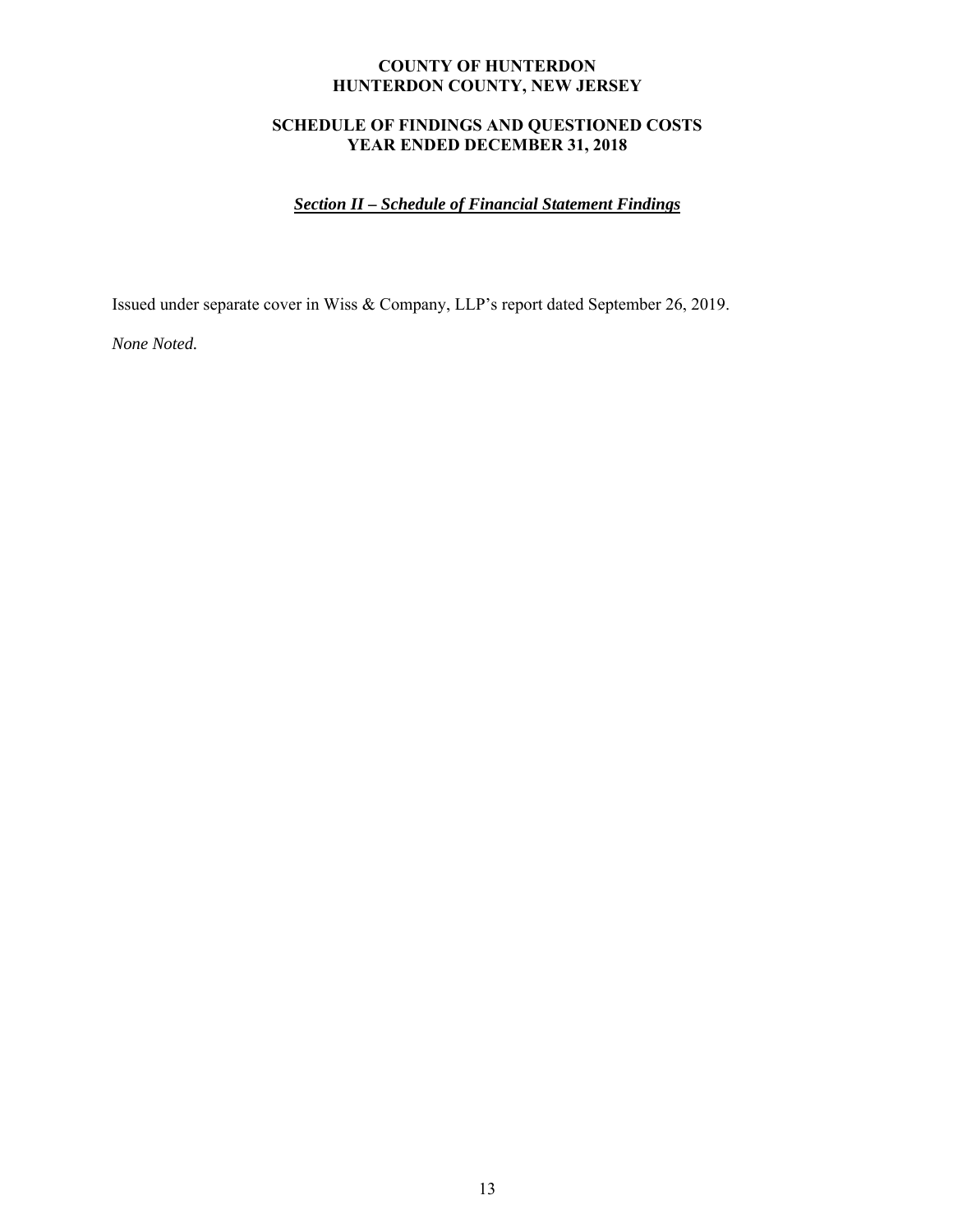**COUNTY OF HUNTERDON**
**HUNTERDON COUNTY, NEW JERSEY**

**SCHEDULE OF FINDINGS AND QUESTIONED COSTS**
**YEAR ENDED DECEMBER 31, 2018**

***Section II – Schedule of Financial Statement Findings***

Issued under separate cover in Wiss & Company, LLP's report dated September 26, 2019.

*None Noted.*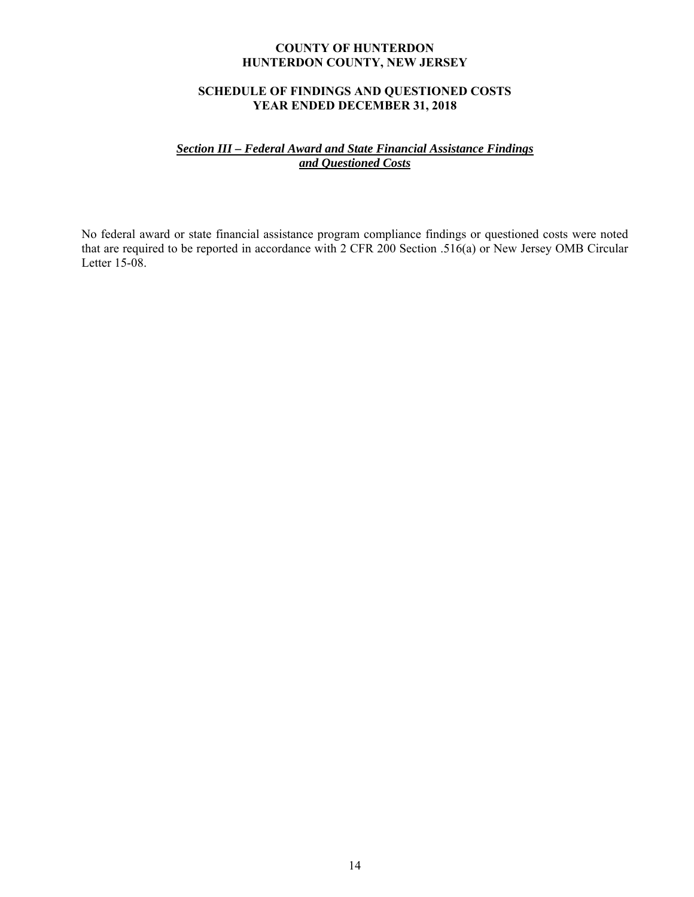**COUNTY OF HUNTERDON**
**HUNTERDON COUNTY, NEW JERSEY**

**SCHEDULE OF FINDINGS AND QUESTIONED COSTS**
**YEAR ENDED DECEMBER 31, 2018**

***Section III – Federal Award and State Financial Assistance Findings and Questioned Costs***

No federal award or state financial assistance program compliance findings or questioned costs were noted that are required to be reported in accordance with 2 CFR 200 Section .516(a) or New Jersey OMB Circular Letter 15-08.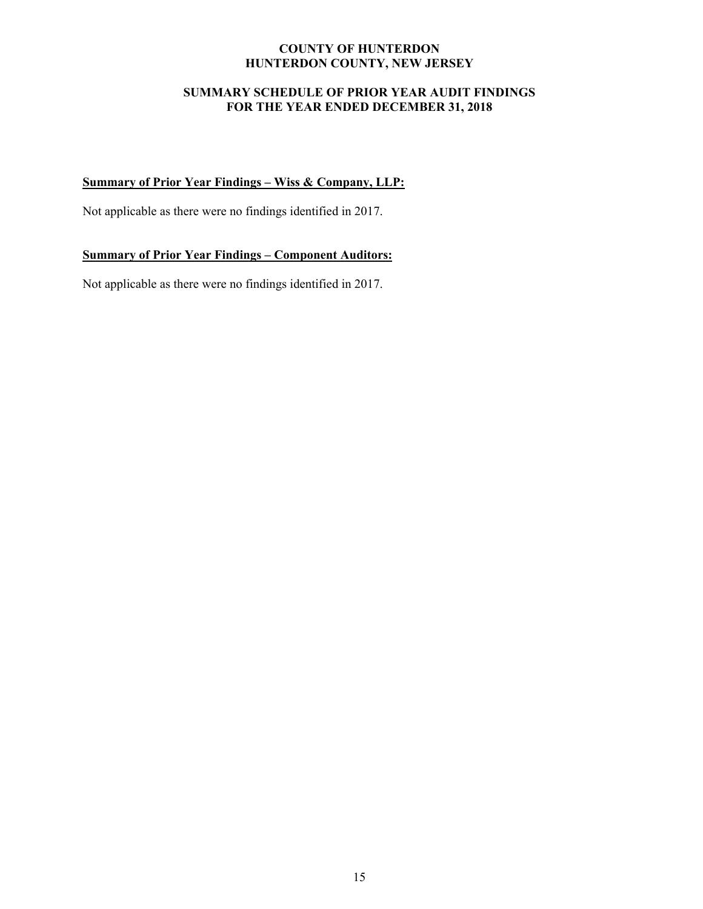**COUNTY OF HUNTERDON**
**HUNTERDON COUNTY, NEW JERSEY**

**SUMMARY SCHEDULE OF PRIOR YEAR AUDIT FINDINGS**
**FOR THE YEAR ENDED DECEMBER 31, 2018**

**Summary of Prior Year Findings – Wiss & Company, LLP:**

Not applicable as there were no findings identified in 2017.

**Summary of Prior Year Findings – Component Auditors:**

Not applicable as there were no findings identified in 2017.